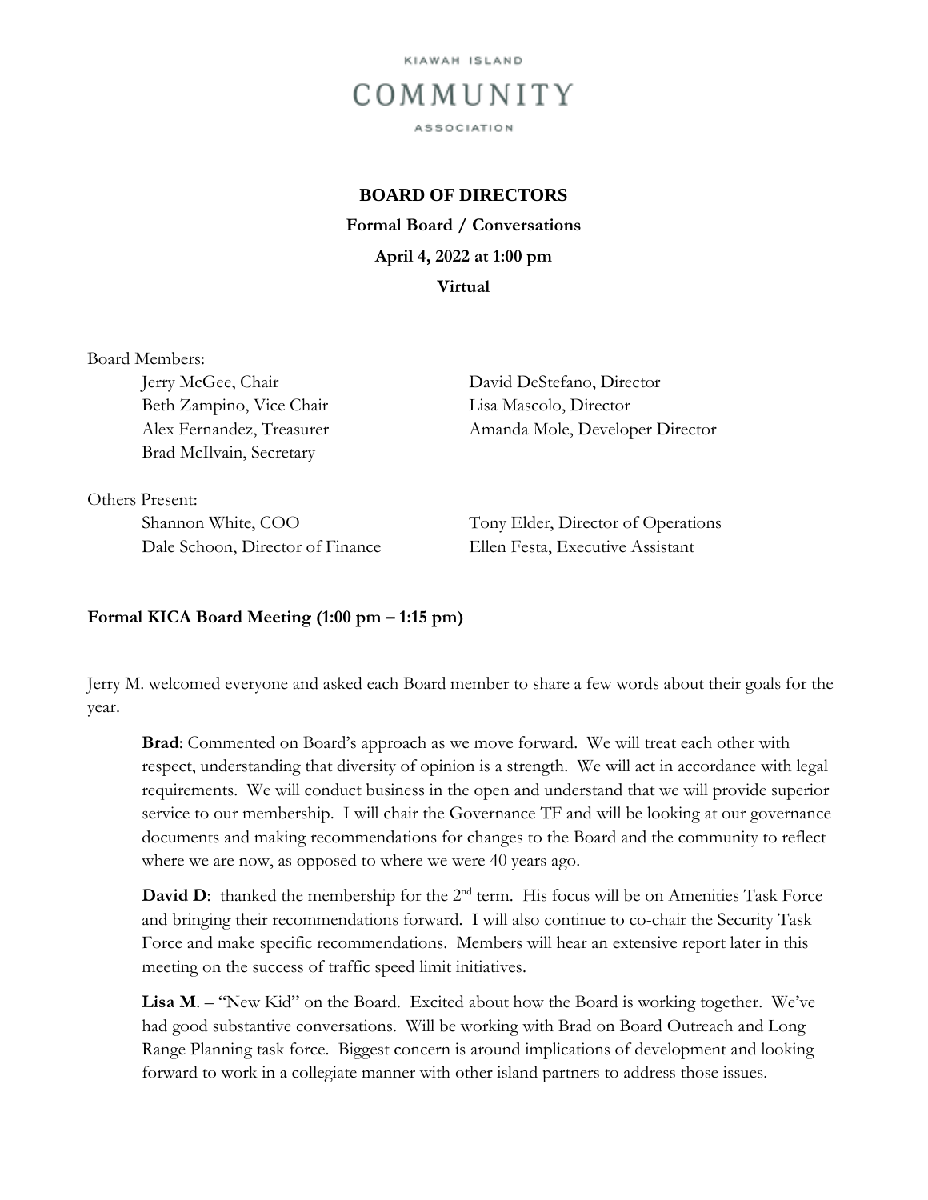KIAWAH ISLAND

COMMUNITY

ASSOCIATION

# BOARD OF DIRECTORS

**Formal Board / Conversations**

**April 4, 2022 at 1:00 pm**

**Virtual**

Board Members:

- Jerry McGee, Chair
- Beth Zampino, Vice Chair
- Alex Fernandez, Treasurer
- Brad McIlvain, Secretary
- David DeStefano, Director
- Lisa Mascolo, Director
- Amanda Mole, Developer Director

Others Present:

- Shannon White, COO
- Dale Schoon, Director of Finance
- Tony Elder, Director of Operations
- Ellen Festa, Executive Assistant

## Formal KICA Board Meeting (1:00 pm – 1:15 pm)

Jerry M. welcomed everyone and asked each Board member to share a few words about their goals for the year.

**Brad**: Commented on Board's approach as we move forward. We will treat each other with respect, understanding that diversity of opinion is a strength. We will act in accordance with legal requirements. We will conduct business in the open and understand that we will provide superior service to our membership. I will chair the Governance TF and will be looking at our governance documents and making recommendations for changes to the Board and the community to reflect where we are now, as opposed to where we were 40 years ago.

**David D**: thanked the membership for the 2nd term. His focus will be on Amenities Task Force and bringing their recommendations forward. I will also continue to co-chair the Security Task Force and make specific recommendations. Members will hear an extensive report later in this meeting on the success of traffic speed limit initiatives.

**Lisa M**. – "New Kid" on the Board. Excited about how the Board is working together. We've had good substantive conversations. Will be working with Brad on Board Outreach and Long Range Planning task force. Biggest concern is around implications of development and looking forward to work in a collegiate manner with other island partners to address those issues.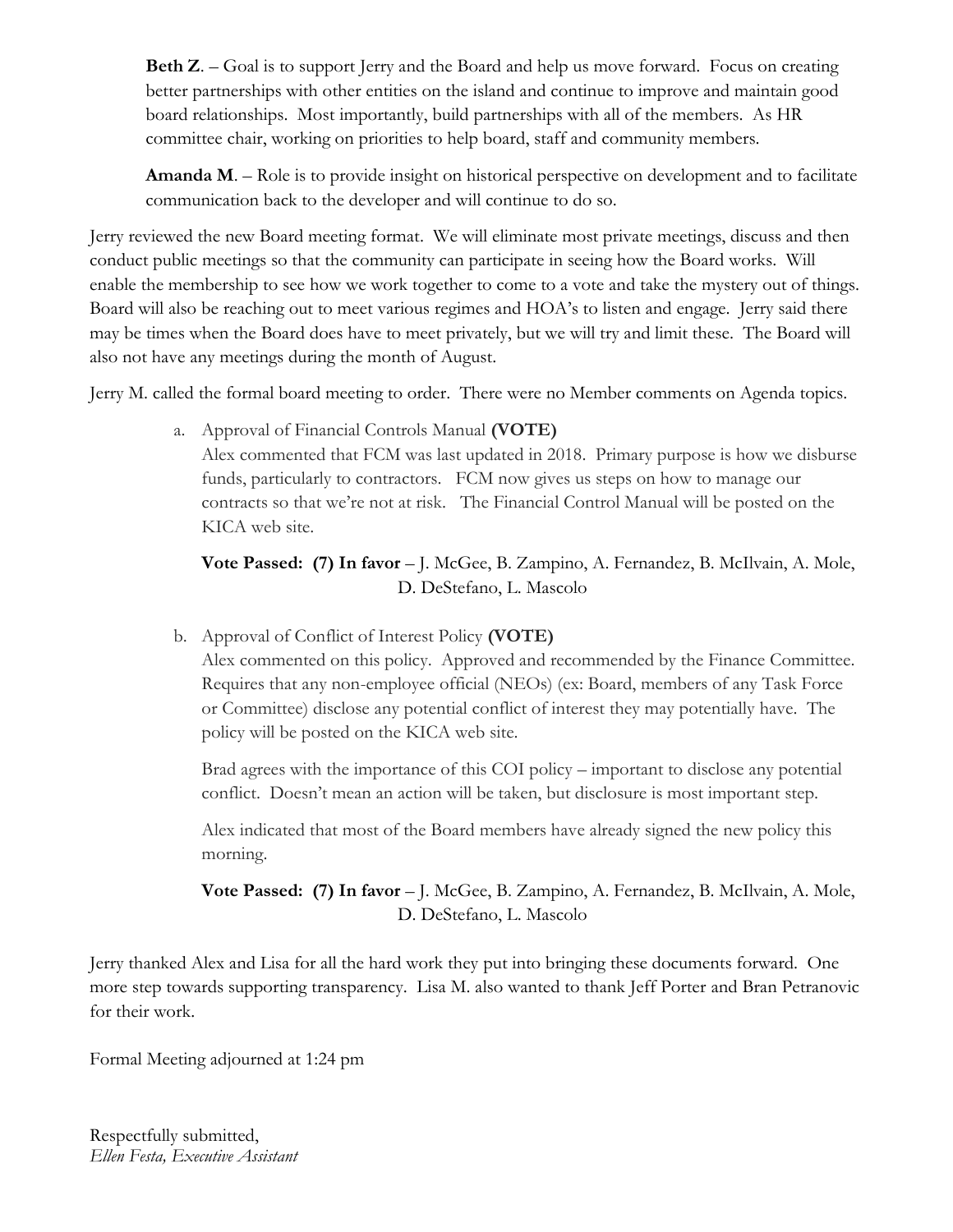**Beth Z**. – Goal is to support Jerry and the Board and help us move forward. Focus on creating better partnerships with other entities on the island and continue to improve and maintain good board relationships. Most importantly, build partnerships with all of the members. As HR committee chair, working on priorities to help board, staff and community members.

**Amanda M**. – Role is to provide insight on historical perspective on development and to facilitate communication back to the developer and will continue to do so.

Jerry reviewed the new Board meeting format. We will eliminate most private meetings, discuss and then conduct public meetings so that the community can participate in seeing how the Board works. Will enable the membership to see how we work together to come to a vote and take the mystery out of things. Board will also be reaching out to meet various regimes and HOA's to listen and engage. Jerry said there may be times when the Board does have to meet privately, but we will try and limit these. The Board will also not have any meetings during the month of August.

Jerry M. called the formal board meeting to order. There were no Member comments on Agenda topics.

a. Approval of Financial Controls Manual **(VOTE)**
   Alex commented that FCM was last updated in 2018. Primary purpose is how we disburse funds, particularly to contractors. FCM now gives us steps on how to manage our contracts so that we're not at risk. The Financial Control Manual will be posted on the KICA web site.

   **Vote Passed: (7) In favor** – J. McGee, B. Zampino, A. Fernandez, B. McIlvain, A. Mole, D. DeStefano, L. Mascolo

b. Approval of Conflict of Interest Policy **(VOTE)**
   Alex commented on this policy. Approved and recommended by the Finance Committee. Requires that any non-employee official (NEOs) (ex: Board, members of any Task Force or Committee) disclose any potential conflict of interest they may potentially have. The policy will be posted on the KICA web site.

   Brad agrees with the importance of this COI policy – important to disclose any potential conflict. Doesn't mean an action will be taken, but disclosure is most important step.

   Alex indicated that most of the Board members have already signed the new policy this morning.

   **Vote Passed: (7) In favor** – J. McGee, B. Zampino, A. Fernandez, B. McIlvain, A. Mole, D. DeStefano, L. Mascolo

Jerry thanked Alex and Lisa for all the hard work they put into bringing these documents forward. One more step towards supporting transparency. Lisa M. also wanted to thank Jeff Porter and Bran Petranovic for their work.

Formal Meeting adjourned at 1:24 pm

Respectfully submitted,
*Ellen Festa, Executive Assistant*